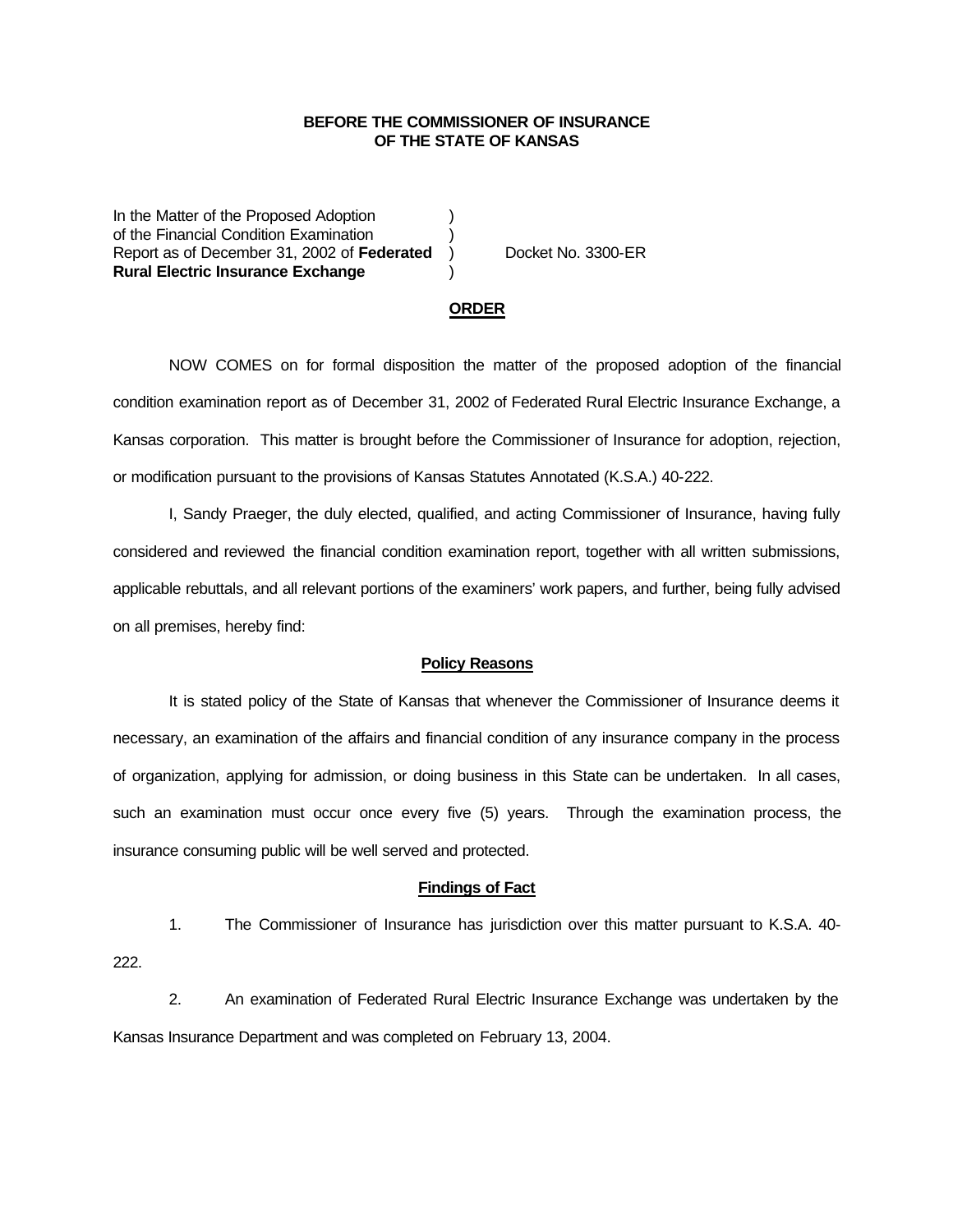**BEFORE THE COMMISSIONER OF INSURANCE**
**OF THE STATE OF KANSAS**

| | | |
|---|---|---|
| In the Matter of the Proposed Adoption of the Financial Condition Examination Report as of December 31, 2002 of **Federated Rural Electric Insurance Exchange** | ) ) ) ) | Docket No. 3300-ER |

**ORDER**

NOW COMES on for formal disposition the matter of the proposed adoption of the financial condition examination report as of December 31, 2002 of Federated Rural Electric Insurance Exchange, a Kansas corporation. This matter is brought before the Commissioner of Insurance for adoption, rejection, or modification pursuant to the provisions of Kansas Statutes Annotated (K.S.A.) 40-222.

I, Sandy Praeger, the duly elected, qualified, and acting Commissioner of Insurance, having fully considered and reviewed the financial condition examination report, together with all written submissions, applicable rebuttals, and all relevant portions of the examiners' work papers, and further, being fully advised on all premises, hereby find:

**Policy Reasons**

It is stated policy of the State of Kansas that whenever the Commissioner of Insurance deems it necessary, an examination of the affairs and financial condition of any insurance company in the process of organization, applying for admission, or doing business in this State can be undertaken. In all cases, such an examination must occur once every five (5) years. Through the examination process, the insurance consuming public will be well served and protected.

**Findings of Fact**

1. The Commissioner of Insurance has jurisdiction over this matter pursuant to K.S.A. 40-222.

2. An examination of Federated Rural Electric Insurance Exchange was undertaken by the Kansas Insurance Department and was completed on February 13, 2004.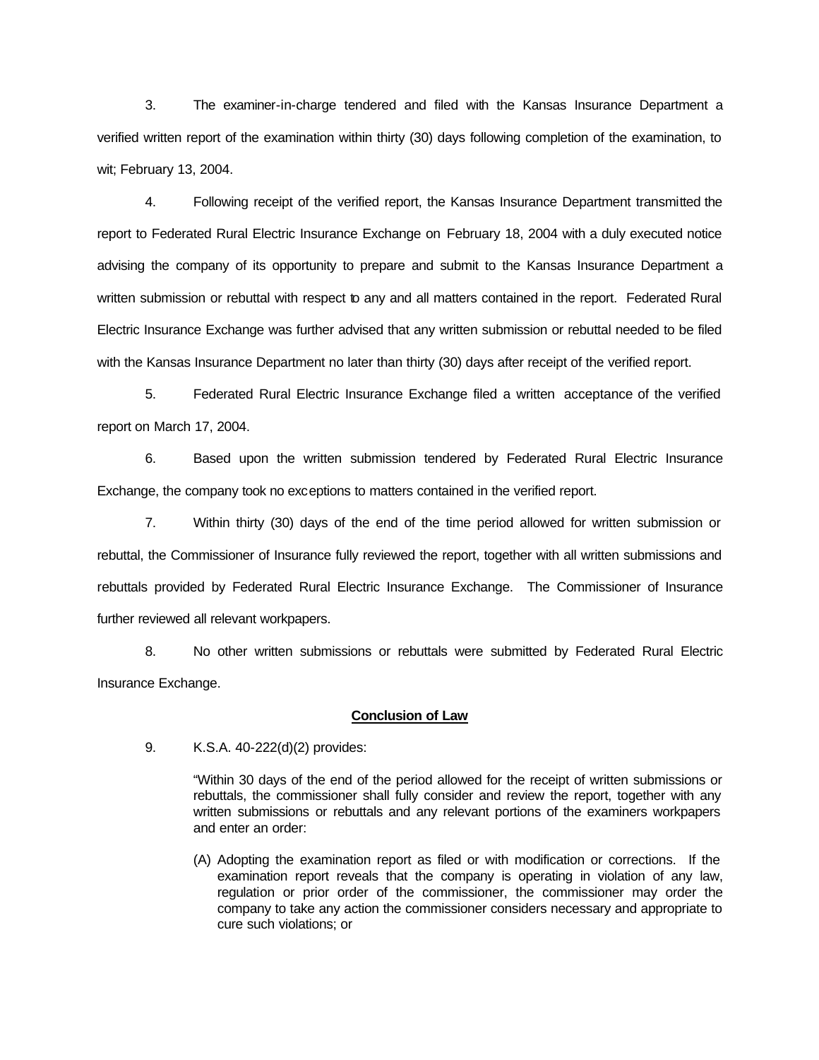3. The examiner-in-charge tendered and filed with the Kansas Insurance Department a verified written report of the examination within thirty (30) days following completion of the examination, to wit; February 13, 2004.

4. Following receipt of the verified report, the Kansas Insurance Department transmitted the report to Federated Rural Electric Insurance Exchange on February 18, 2004 with a duly executed notice advising the company of its opportunity to prepare and submit to the Kansas Insurance Department a written submission or rebuttal with respect to any and all matters contained in the report. Federated Rural Electric Insurance Exchange was further advised that any written submission or rebuttal needed to be filed with the Kansas Insurance Department no later than thirty (30) days after receipt of the verified report.

5. Federated Rural Electric Insurance Exchange filed a written acceptance of the verified report on March 17, 2004.

6. Based upon the written submission tendered by Federated Rural Electric Insurance Exchange, the company took no exceptions to matters contained in the verified report.

7. Within thirty (30) days of the end of the time period allowed for written submission or rebuttal, the Commissioner of Insurance fully reviewed the report, together with all written submissions and rebuttals provided by Federated Rural Electric Insurance Exchange. The Commissioner of Insurance further reviewed all relevant workpapers.

8. No other written submissions or rebuttals were submitted by Federated Rural Electric Insurance Exchange.

**Conclusion of Law**

9. K.S.A. 40-222(d)(2) provides:

> "Within 30 days of the end of the period allowed for the receipt of written submissions or rebuttals, the commissioner shall fully consider and review the report, together with any written submissions or rebuttals and any relevant portions of the examiners workpapers and enter an order:
>
> (A) Adopting the examination report as filed or with modification or corrections. If the examination report reveals that the company is operating in violation of any law, regulation or prior order of the commissioner, the commissioner may order the company to take any action the commissioner considers necessary and appropriate to cure such violations; or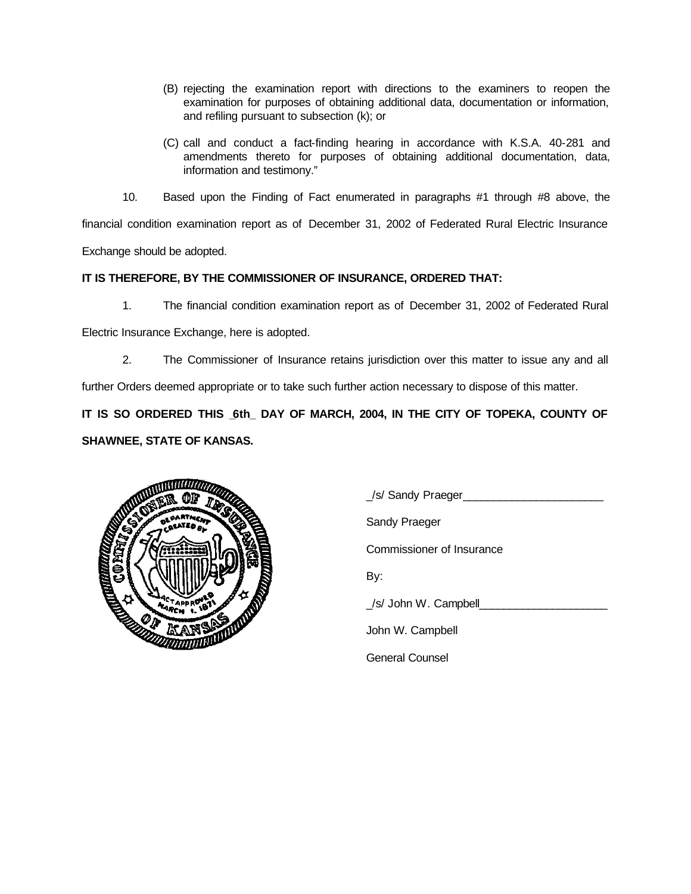(B) rejecting the examination report with directions to the examiners to reopen the examination for purposes of obtaining additional data, documentation or information, and refiling pursuant to subsection (k); or

(C) call and conduct a fact-finding hearing in accordance with K.S.A. 40-281 and amendments thereto for purposes of obtaining additional documentation, data, information and testimony."

10. Based upon the Finding of Fact enumerated in paragraphs #1 through #8 above, the financial condition examination report as of December 31, 2002 of Federated Rural Electric Insurance Exchange should be adopted.

**IT IS THEREFORE, BY THE COMMISSIONER OF INSURANCE, ORDERED THAT:**

1. The financial condition examination report as of December 31, 2002 of Federated Rural Electric Insurance Exchange, here is adopted.

2. The Commissioner of Insurance retains jurisdiction over this matter to issue any and all further Orders deemed appropriate or to take such further action necessary to dispose of this matter.

**IT IS SO ORDERED THIS _6th_ DAY OF MARCH, 2004, IN THE CITY OF TOPEKA, COUNTY OF SHAWNEE, STATE OF KANSAS.**

_/s/ Sandy Praeger______________________

Sandy Praeger

Commissioner of Insurance

By:

_/s/ John W. Campbell____________________

John W. Campbell

General Counsel